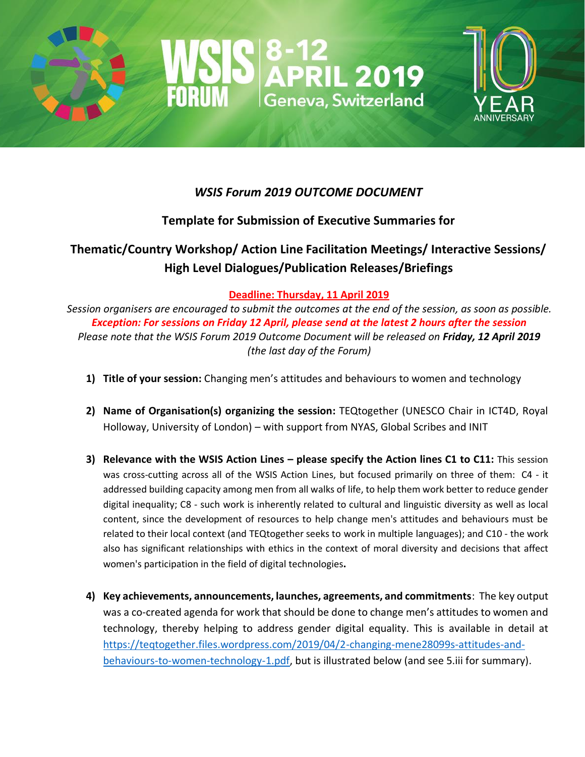WSIS FORUM 8-12 APRIL 2019 Geneva, Switzerland

10 YEAR ANNIVERSARY

## *WSIS Forum 2019 OUTCOME DOCUMENT*

## Template for Submission of Executive Summaries for

## Thematic/Country Workshop/ Action Line Facilitation Meetings/ Interactive Sessions/ High Level Dialogues/Publication Releases/Briefings

**Deadline: Thursday, 11 April 2019**

*Session organisers are encouraged to submit the outcomes at the end of the session, as soon as possible.*
***Exception: For sessions on Friday 12 April, please send at the latest 2 hours after the session***
*Please note that the WSIS Forum 2019 Outcome Document will be released on* ***Friday, 12 April 2019*** *(the last day of the Forum)*

1) **Title of your session:** Changing men's attitudes and behaviours to women and technology

2) **Name of Organisation(s) organizing the session:** TEQtogether (UNESCO Chair in ICT4D, Royal Holloway, University of London) – with support from NYAS, Global Scribes and INIT

3) **Relevance with the WSIS Action Lines – please specify the Action lines C1 to C11:** This session was cross-cutting across all of the WSIS Action Lines, but focused primarily on three of them: C4 - it addressed building capacity among men from all walks of life, to help them work better to reduce gender digital inequality; C8 - such work is inherently related to cultural and linguistic diversity as well as local content, since the development of resources to help change men's attitudes and behaviours must be related to their local context (and TEQtogether seeks to work in multiple languages); and C10 - the work also has significant relationships with ethics in the context of moral diversity and decisions that affect women's participation in the field of digital technologies**.**

4) **Key achievements, announcements, launches, agreements, and commitments**: The key output was a co-created agenda for work that should be done to change men's attitudes to women and technology, thereby helping to address gender digital equality. This is available in detail at https://teqtogether.files.wordpress.com/2019/04/2-changing-mene28099s-attitudes-and-behaviours-to-women-technology-1.pdf, but is illustrated below (and see 5.iii for summary).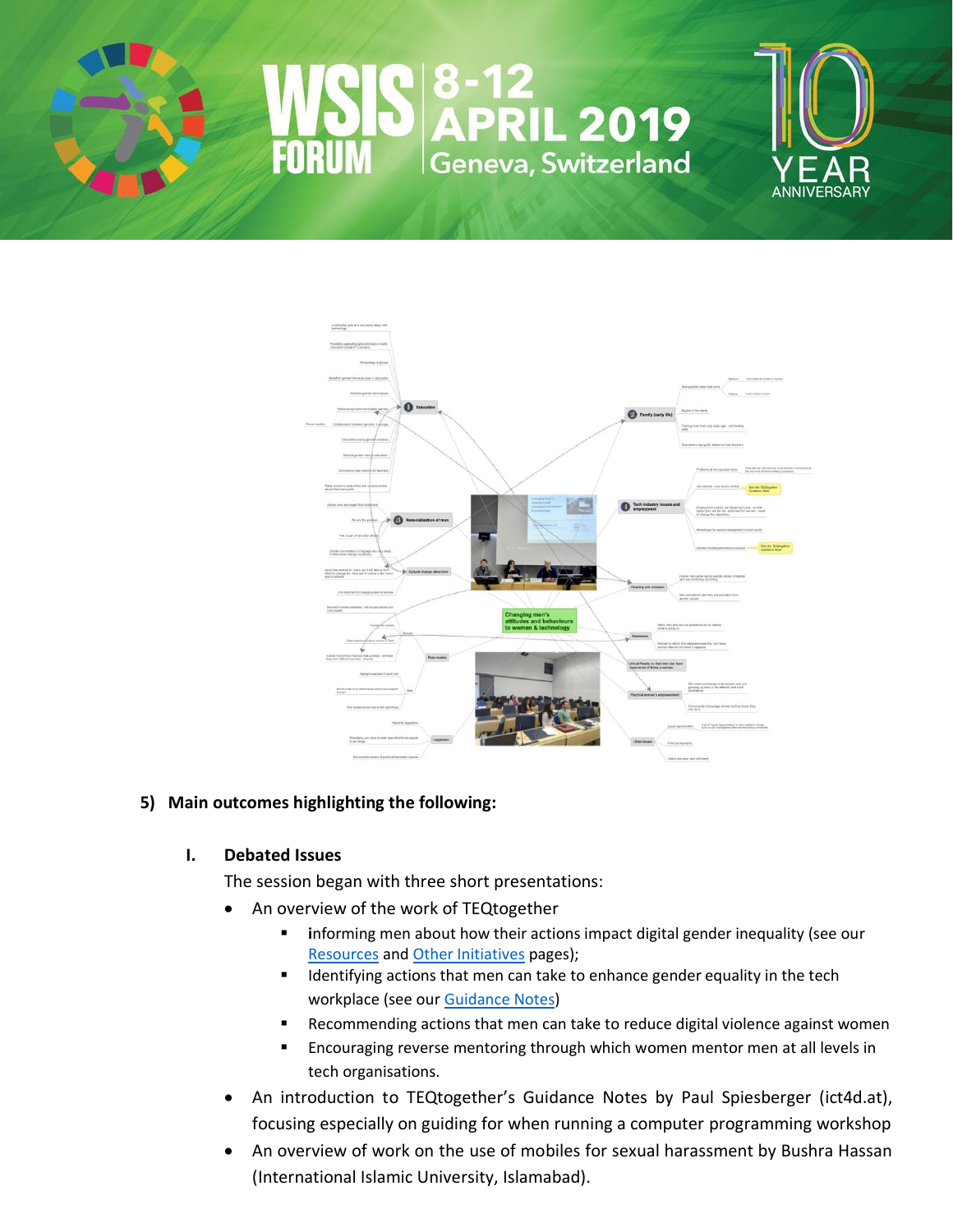## 5) Main outcomes highlighting the following:

### I. Debated Issues

The session began with three short presentations:

- An overview of the work of TEQtogether
  - informing men about how their actions impact digital gender inequality (see our Resources and Other Initiatives pages);
  - Identifying actions that men can take to enhance gender equality in the tech workplace (see our Guidance Notes)
  - Recommending actions that men can take to reduce digital violence against women
  - Encouraging reverse mentoring through which women mentor men at all levels in tech organisations.
- An introduction to TEQtogether's Guidance Notes by Paul Spiesberger (ict4d.at), focusing especially on guiding for when running a computer programming workshop
- An overview of work on the use of mobiles for sexual harassment by Bushra Hassan (International Islamic University, Islamabad).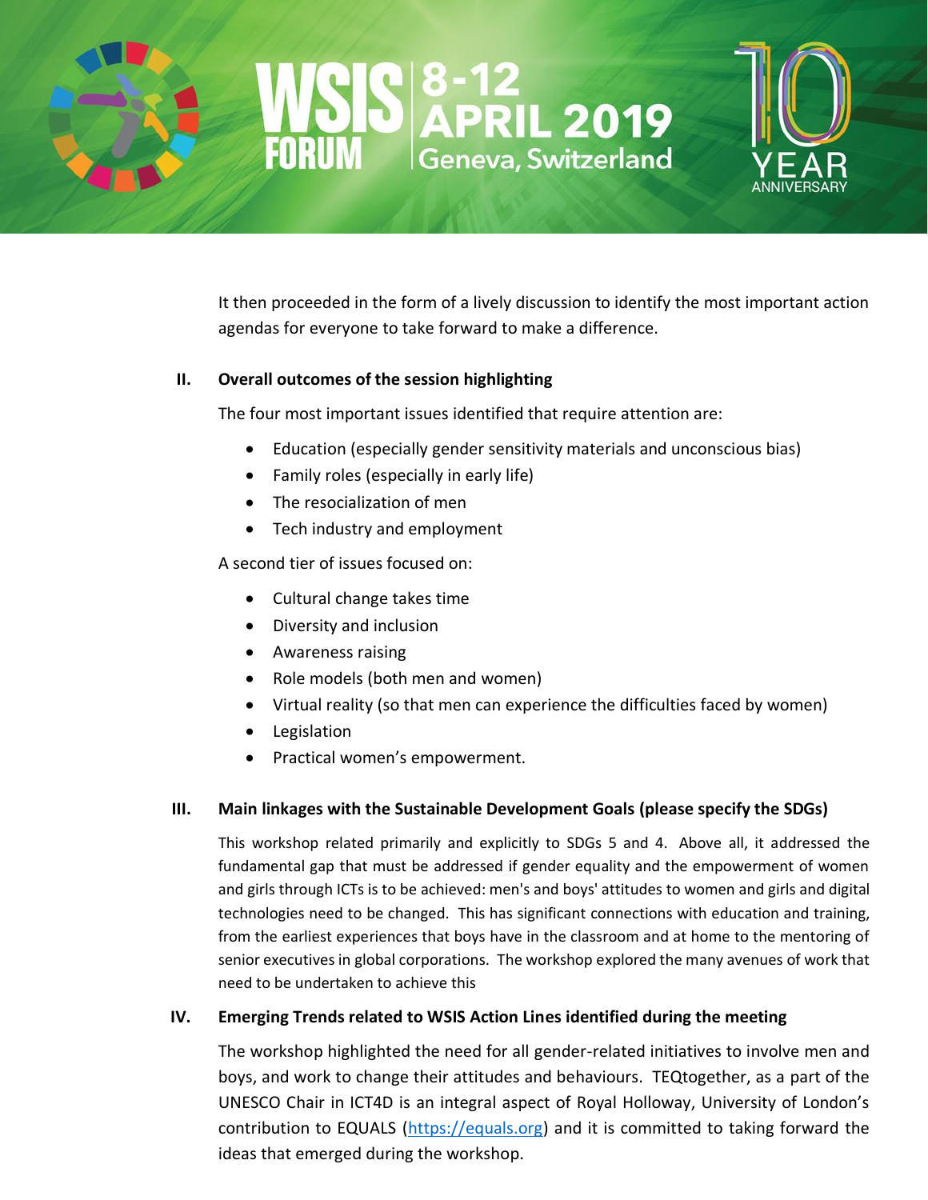It then proceeded in the form of a lively discussion to identify the most important action agendas for everyone to take forward to make a difference.

## II. Overall outcomes of the session highlighting

The four most important issues identified that require attention are:

- Education (especially gender sensitivity materials and unconscious bias)
- Family roles (especially in early life)
- The resocialization of men
- Tech industry and employment

A second tier of issues focused on:

- Cultural change takes time
- Diversity and inclusion
- Awareness raising
- Role models (both men and women)
- Virtual reality (so that men can experience the difficulties faced by women)
- Legislation
- Practical women's empowerment.

## III. Main linkages with the Sustainable Development Goals (please specify the SDGs)

This workshop related primarily and explicitly to SDGs 5 and 4. Above all, it addressed the fundamental gap that must be addressed if gender equality and the empowerment of women and girls through ICTs is to be achieved: men's and boys' attitudes to women and girls and digital technologies need to be changed. This has significant connections with education and training, from the earliest experiences that boys have in the classroom and at home to the mentoring of senior executives in global corporations. The workshop explored the many avenues of work that need to be undertaken to achieve this

## IV. Emerging Trends related to WSIS Action Lines identified during the meeting

The workshop highlighted the need for all gender-related initiatives to involve men and boys, and work to change their attitudes and behaviours. TEQtogether, as a part of the UNESCO Chair in ICT4D is an integral aspect of Royal Holloway, University of London's contribution to EQUALS (https://equals.org) and it is committed to taking forward the ideas that emerged during the workshop.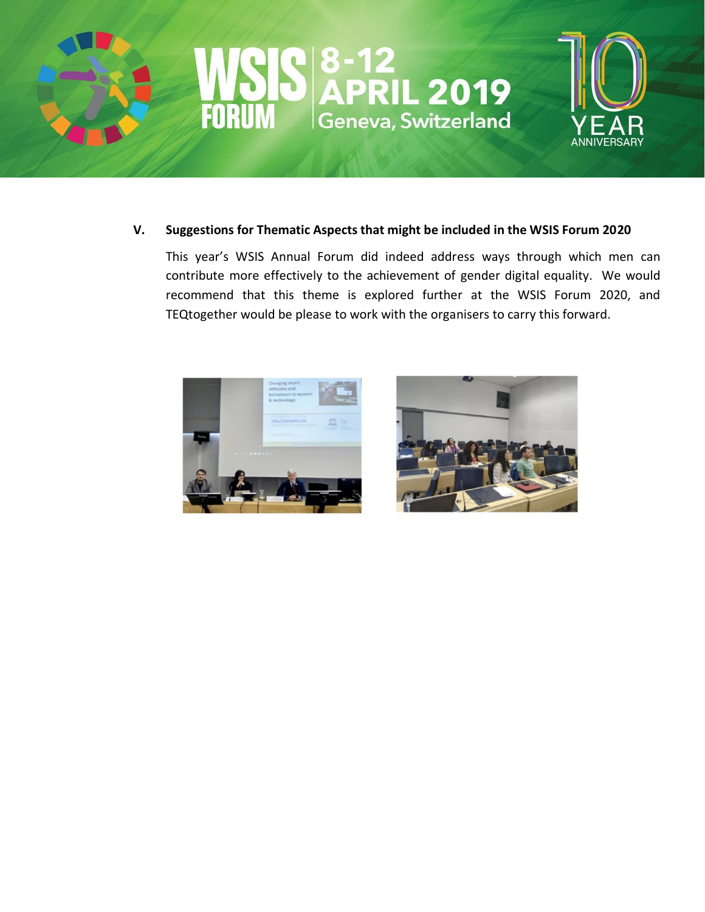## V. Suggestions for Thematic Aspects that might be included in the WSIS Forum 2020

This year's WSIS Annual Forum did indeed address ways through which men can contribute more effectively to the achievement of gender digital equality. We would recommend that this theme is explored further at the WSIS Forum 2020, and TEQtogether would be please to work with the organisers to carry this forward.